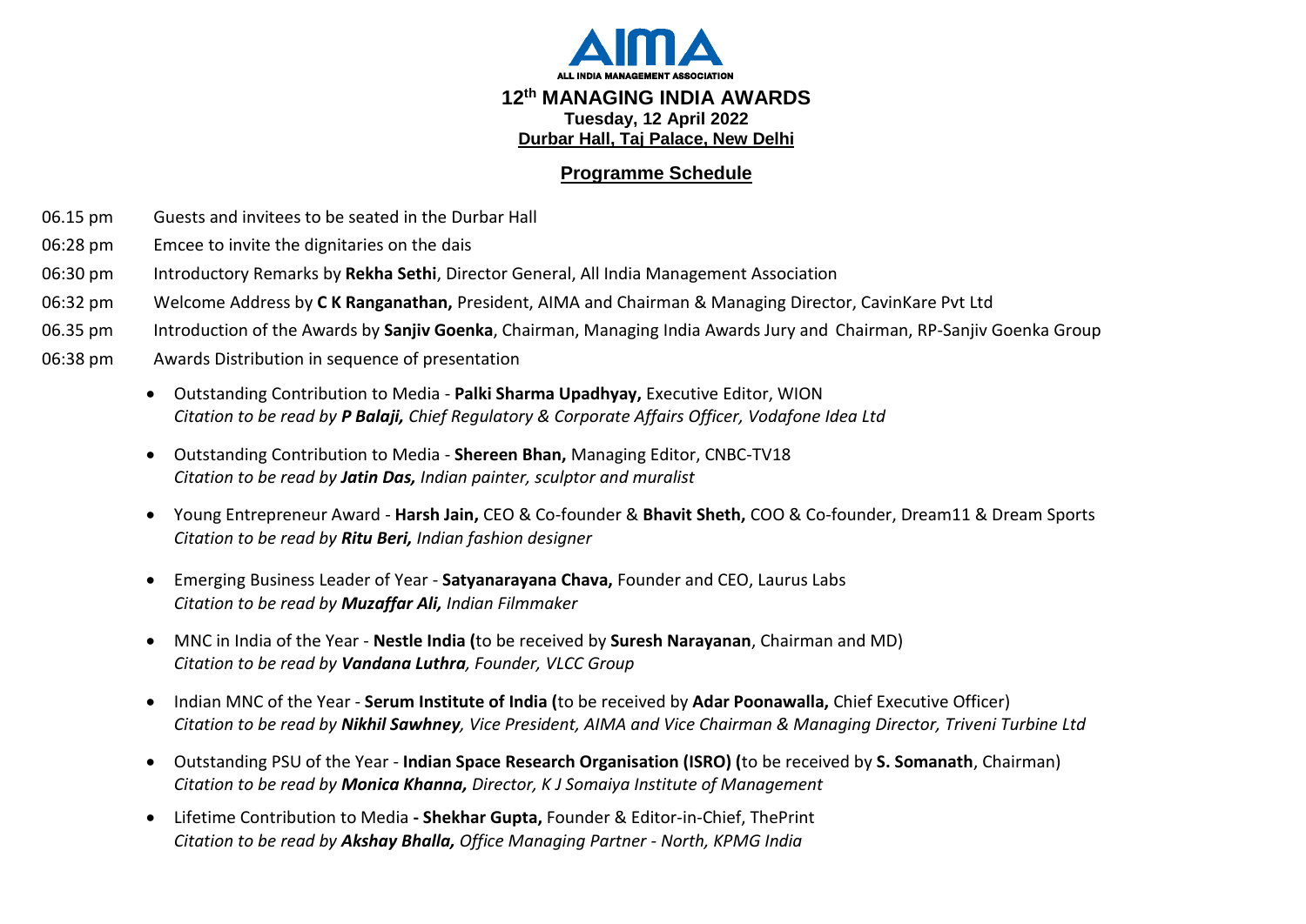AIMA

ALL INDIA MANAGEMENT ASSOCIATION

# 12th MANAGING INDIA AWARDS

**Tuesday, 12 April 2022**

**Durbar Hall, Taj Palace, New Delhi**

## Programme Schedule

06.15 pm Guests and invitees to be seated in the Durbar Hall

06:28 pm Emcee to invite the dignitaries on the dais

06:30 pm Introductory Remarks by **Rekha Sethi**, Director General, All India Management Association

06:32 pm Welcome Address by **C K Ranganathan,** President, AIMA and Chairman & Managing Director, CavinKare Pvt Ltd

06.35 pm Introduction of the Awards by **Sanjiv Goenka**, Chairman, Managing India Awards Jury and Chairman, RP-Sanjiv Goenka Group

06:38 pm Awards Distribution in sequence of presentation

- Outstanding Contribution to Media - **Palki Sharma Upadhyay,** Executive Editor, WION
  *Citation to be read by **P Balaji,** Chief Regulatory & Corporate Affairs Officer, Vodafone Idea Ltd*
- Outstanding Contribution to Media - **Shereen Bhan,** Managing Editor, CNBC-TV18
  *Citation to be read by **Jatin Das,** Indian painter, sculptor and muralist*
- Young Entrepreneur Award - **Harsh Jain,** CEO & Co-founder & **Bhavit Sheth,** COO & Co-founder, Dream11 & Dream Sports
  *Citation to be read by **Ritu Beri,** Indian fashion designer*
- Emerging Business Leader of Year - **Satyanarayana Chava,** Founder and CEO, Laurus Labs
  *Citation to be read by **Muzaffar Ali,** Indian Filmmaker*
- MNC in India of the Year - **Nestle India (**to be received by **Suresh Narayanan**, Chairman and MD)
  *Citation to be read by **Vandana Luthra**, Founder, VLCC Group*
- Indian MNC of the Year - **Serum Institute of India (**to be received by **Adar Poonawalla,** Chief Executive Officer)
  *Citation to be read by **Nikhil Sawhney**, Vice President, AIMA and Vice Chairman & Managing Director, Triveni Turbine Ltd*
- Outstanding PSU of the Year - **Indian Space Research Organisation (ISRO) (**to be received by **S. Somanath**, Chairman)
  *Citation to be read by **Monica Khanna,** Director, K J Somaiya Institute of Management*
- Lifetime Contribution to Media **- Shekhar Gupta,** Founder & Editor-in-Chief, ThePrint
  *Citation to be read by **Akshay Bhalla,** Office Managing Partner - North, KPMG India*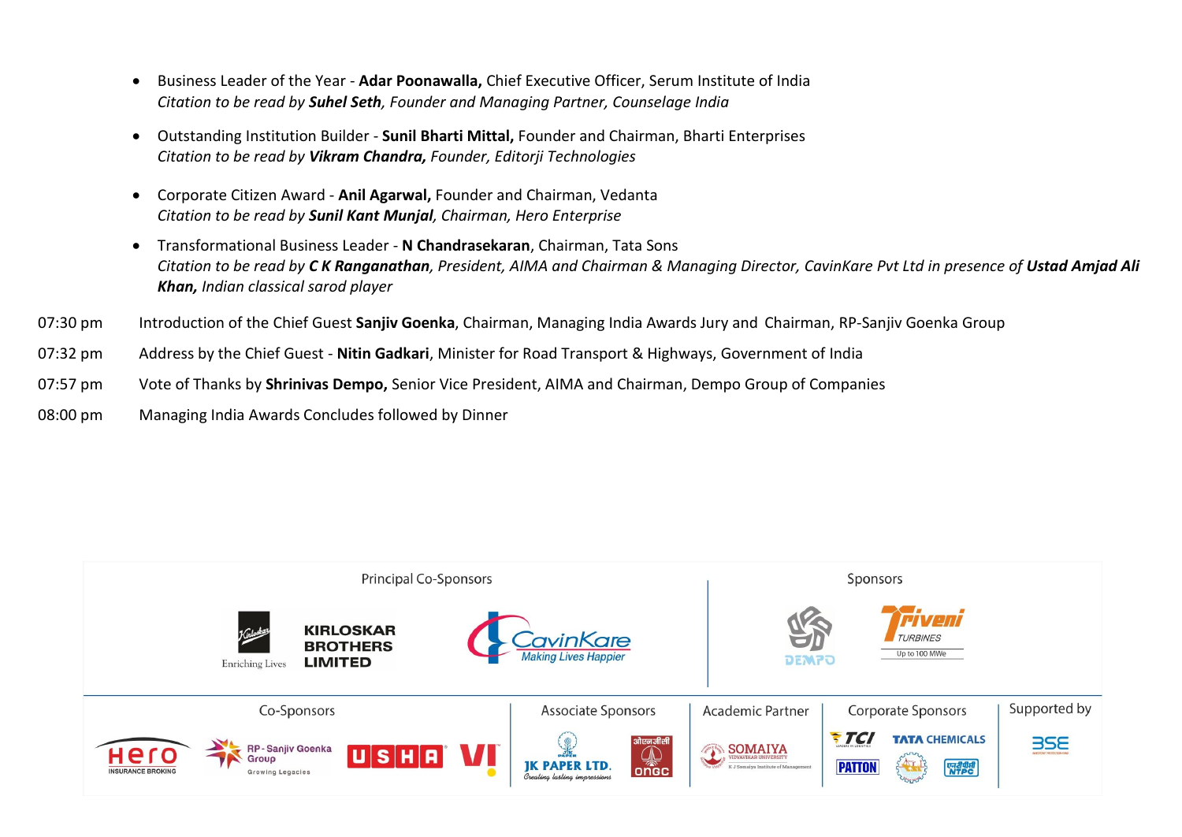- Business Leader of the Year - **Adar Poonawalla,** Chief Executive Officer, Serum Institute of India
  *Citation to be read by **Suhel Seth**, Founder and Managing Partner, Counselage India*

- Outstanding Institution Builder - **Sunil Bharti Mittal,** Founder and Chairman, Bharti Enterprises
  *Citation to be read by **Vikram Chandra,** Founder, Editorji Technologies*

- Corporate Citizen Award - **Anil Agarwal,** Founder and Chairman, Vedanta
  *Citation to be read by **Sunil Kant Munjal**, Chairman, Hero Enterprise*

- Transformational Business Leader - **N Chandrasekaran**, Chairman, Tata Sons
  *Citation to be read by **C K Ranganathan**, President, AIMA and Chairman & Managing Director, CavinKare Pvt Ltd in presence of **Ustad Amjad Ali Khan,** Indian classical sarod player*

| | |
|---|---|
| 07:30 pm | Introduction of the Chief Guest **Sanjiv Goenka**, Chairman, Managing India Awards Jury and Chairman, RP-Sanjiv Goenka Group |
| 07:32 pm | Address by the Chief Guest - **Nitin Gadkari**, Minister for Road Transport & Highways, Government of India |
| 07:57 pm | Vote of Thanks by **Shrinivas Dempo,** Senior Vice President, AIMA and Chairman, Dempo Group of Companies |
| 08:00 pm | Managing India Awards Concludes followed by Dinner |

Principal Co-Sponsors: Kirloskar Brothers Limited (Enriching Lives), CavinKare (Making Lives Happier)

Sponsors: Dempo, Triveni Turbines (Up to 100 MWe)

Co-Sponsors: Hero Insurance Broking, RP - Sanjiv Goenka Group (Growing Legacies), USHA, Vi

Associate Sponsors: JK Paper Ltd. (Creating lasting impressions), ONGC

Academic Partner: Somaiya Vidyavihar University, K J Somaiya Institute of Management

Corporate Sponsors: TCI, Tata Chemicals, Patton, NTPC

Supported by: BSE